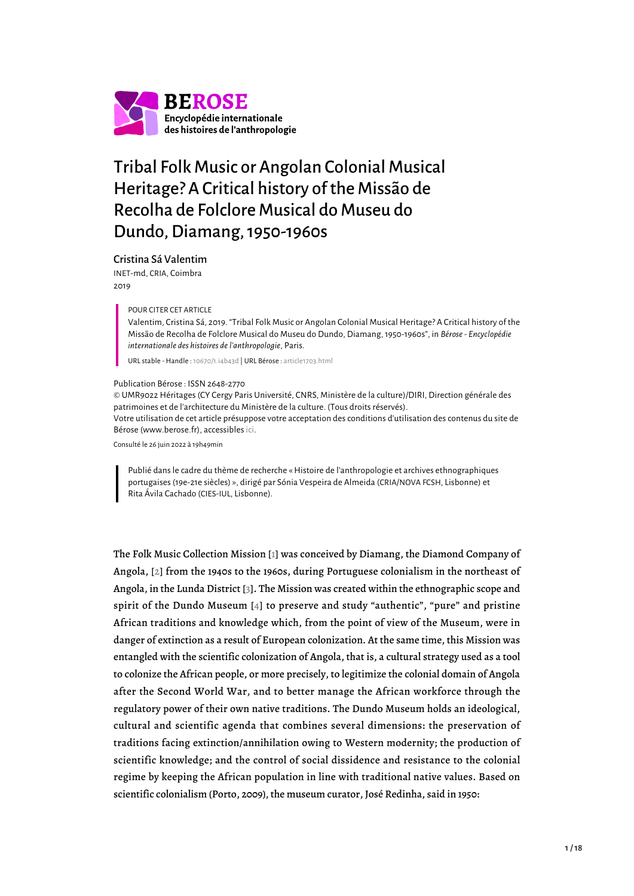**BEROSE**
**Encyclopédie internationale des histoires de l'anthropologie**

# Tribal Folk Music or Angolan Colonial Musical Heritage? A Critical history of the Missão de Recolha de Folclore Musical do Museu do Dundo, Diamang, 1950-1960s

Cristina Sá Valentim
INET-md, CRIA, Coimbra
2019

POUR CITER CET ARTICLE

Valentim, Cristina Sá, 2019. "Tribal Folk Music or Angolan Colonial Musical Heritage? A Critical history of the Missão de Recolha de Folclore Musical do Museu do Dundo, Diamang, 1950-1960s", in *Bérose - Encyclopédie internationale des histoires de l'anthropologie*, Paris.

URL stable - Handle : 10670/1.i4b43d | URL Bérose : article1703.html

Publication Bérose : ISSN 2648-2770

© UMR9022 Héritages (CY Cergy Paris Université, CNRS, Ministère de la culture)/DIRI, Direction générale des patrimoines et de l'architecture du Ministère de la culture. (Tous droits réservés).
Votre utilisation de cet article présuppose votre acceptation des conditions d'utilisation des contenus du site de Bérose (www.berose.fr), accessibles ici.

Consulté le 26 juin 2022 à 19h49min

Publié dans le cadre du thème de recherche « Histoire de l'anthropologie et archives ethnographiques portugaises (19e-21e siècles) », dirigé par Sónia Vespeira de Almeida (CRIA/NOVA FCSH, Lisbonne) et Rita Ávila Cachado (CIES-IUL, Lisbonne).

The Folk Music Collection Mission [1] was conceived by Diamang, the Diamond Company of Angola, [2] from the 1940s to the 1960s, during Portuguese colonialism in the northeast of Angola, in the Lunda District [3]. The Mission was created within the ethnographic scope and spirit of the Dundo Museum [4] to preserve and study "authentic", "pure" and pristine African traditions and knowledge which, from the point of view of the Museum, were in danger of extinction as a result of European colonization. At the same time, this Mission was entangled with the scientific colonization of Angola, that is, a cultural strategy used as a tool to colonize the African people, or more precisely, to legitimize the colonial domain of Angola after the Second World War, and to better manage the African workforce through the regulatory power of their own native traditions. The Dundo Museum holds an ideological, cultural and scientific agenda that combines several dimensions: the preservation of traditions facing extinction/annihilation owing to Western modernity; the production of scientific knowledge; and the control of social dissidence and resistance to the colonial regime by keeping the African population in line with traditional native values. Based on scientific colonialism (Porto, 2009), the museum curator, José Redinha, said in 1950: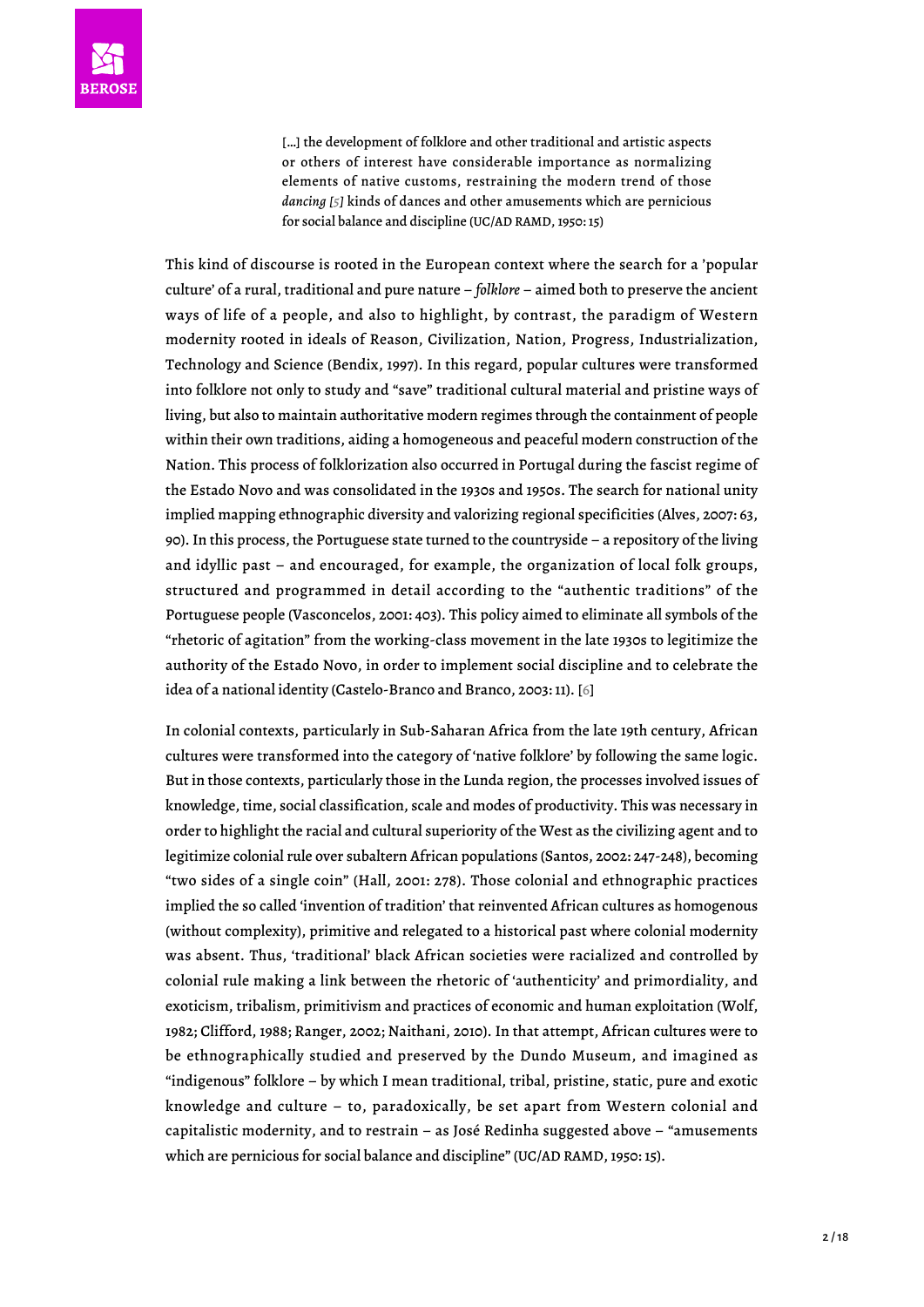> […] the development of folklore and other traditional and artistic aspects or others of interest have considerable importance as normalizing elements of native customs, restraining the modern trend of those *dancing* [5] kinds of dances and other amusements which are pernicious for social balance and discipline (UC/AD RAMD, 1950: 15)

This kind of discourse is rooted in the European context where the search for a 'popular culture' of a rural, traditional and pure nature – *folklore* – aimed both to preserve the ancient ways of life of a people, and also to highlight, by contrast, the paradigm of Western modernity rooted in ideals of Reason, Civilization, Nation, Progress, Industrialization, Technology and Science (Bendix, 1997). In this regard, popular cultures were transformed into folklore not only to study and "save" traditional cultural material and pristine ways of living, but also to maintain authoritative modern regimes through the containment of people within their own traditions, aiding a homogeneous and peaceful modern construction of the Nation. This process of folklorization also occurred in Portugal during the fascist regime of the Estado Novo and was consolidated in the 1930s and 1950s. The search for national unity implied mapping ethnographic diversity and valorizing regional specificities (Alves, 2007: 63, 90). In this process, the Portuguese state turned to the countryside – a repository of the living and idyllic past – and encouraged, for example, the organization of local folk groups, structured and programmed in detail according to the "authentic traditions" of the Portuguese people (Vasconcelos, 2001: 403). This policy aimed to eliminate all symbols of the "rhetoric of agitation" from the working-class movement in the late 1930s to legitimize the authority of the Estado Novo, in order to implement social discipline and to celebrate the idea of a national identity (Castelo-Branco and Branco, 2003: 11). [6]

In colonial contexts, particularly in Sub-Saharan Africa from the late 19th century, African cultures were transformed into the category of 'native folklore' by following the same logic. But in those contexts, particularly those in the Lunda region, the processes involved issues of knowledge, time, social classification, scale and modes of productivity. This was necessary in order to highlight the racial and cultural superiority of the West as the civilizing agent and to legitimize colonial rule over subaltern African populations (Santos, 2002: 247-248), becoming "two sides of a single coin" (Hall, 2001: 278). Those colonial and ethnographic practices implied the so called 'invention of tradition' that reinvented African cultures as homogenous (without complexity), primitive and relegated to a historical past where colonial modernity was absent. Thus, 'traditional' black African societies were racialized and controlled by colonial rule making a link between the rhetoric of 'authenticity' and primordiality, and exoticism, tribalism, primitivism and practices of economic and human exploitation (Wolf, 1982; Clifford, 1988; Ranger, 2002; Naithani, 2010). In that attempt, African cultures were to be ethnographically studied and preserved by the Dundo Museum, and imagined as "indigenous" folklore – by which I mean traditional, tribal, pristine, static, pure and exotic knowledge and culture – to, paradoxically, be set apart from Western colonial and capitalistic modernity, and to restrain – as José Redinha suggested above – "amusements which are pernicious for social balance and discipline" (UC/AD RAMD, 1950: 15).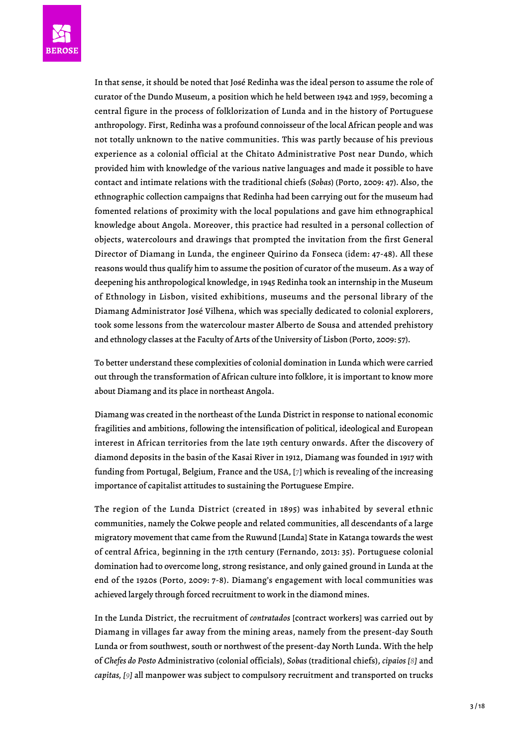In that sense, it should be noted that José Redinha was the ideal person to assume the role of curator of the Dundo Museum, a position which he held between 1942 and 1959, becoming a central figure in the process of folklorization of Lunda and in the history of Portuguese anthropology. First, Redinha was a profound connoisseur of the local African people and was not totally unknown to the native communities. This was partly because of his previous experience as a colonial official at the Chitato Administrative Post near Dundo, which provided him with knowledge of the various native languages and made it possible to have contact and intimate relations with the traditional chiefs (*Sobas*) (Porto, 2009: 47). Also, the ethnographic collection campaigns that Redinha had been carrying out for the museum had fomented relations of proximity with the local populations and gave him ethnographical knowledge about Angola. Moreover, this practice had resulted in a personal collection of objects, watercolours and drawings that prompted the invitation from the first General Director of Diamang in Lunda, the engineer Quirino da Fonseca (idem: 47-48). All these reasons would thus qualify him to assume the position of curator of the museum. As a way of deepening his anthropological knowledge, in 1945 Redinha took an internship in the Museum of Ethnology in Lisbon, visited exhibitions, museums and the personal library of the Diamang Administrator José Vilhena, which was specially dedicated to colonial explorers, took some lessons from the watercolour master Alberto de Sousa and attended prehistory and ethnology classes at the Faculty of Arts of the University of Lisbon (Porto, 2009: 57).

To better understand these complexities of colonial domination in Lunda which were carried out through the transformation of African culture into folklore, it is important to know more about Diamang and its place in northeast Angola.

Diamang was created in the northeast of the Lunda District in response to national economic fragilities and ambitions, following the intensification of political, ideological and European interest in African territories from the late 19th century onwards. After the discovery of diamond deposits in the basin of the Kasai River in 1912, Diamang was founded in 1917 with funding from Portugal, Belgium, France and the USA, [7] which is revealing of the increasing importance of capitalist attitudes to sustaining the Portuguese Empire.

The region of the Lunda District (created in 1895) was inhabited by several ethnic communities, namely the Cokwe people and related communities, all descendants of a large migratory movement that came from the Ruwund [Lunda] State in Katanga towards the west of central Africa, beginning in the 17th century (Fernando, 2013: 35). Portuguese colonial domination had to overcome long, strong resistance, and only gained ground in Lunda at the end of the 1920s (Porto, 2009: 7-8). Diamang's engagement with local communities was achieved largely through forced recruitment to work in the diamond mines.

In the Lunda District, the recruitment of *contratados* [contract workers] was carried out by Diamang in villages far away from the mining areas, namely from the present-day South Lunda or from southwest, south or northwest of the present-day North Lunda. With the help of *Chefes do Posto* Administrativo (colonial officials), *Sobas* (traditional chiefs), *cipaios* [8] and *capitas,* [9] all manpower was subject to compulsory recruitment and transported on trucks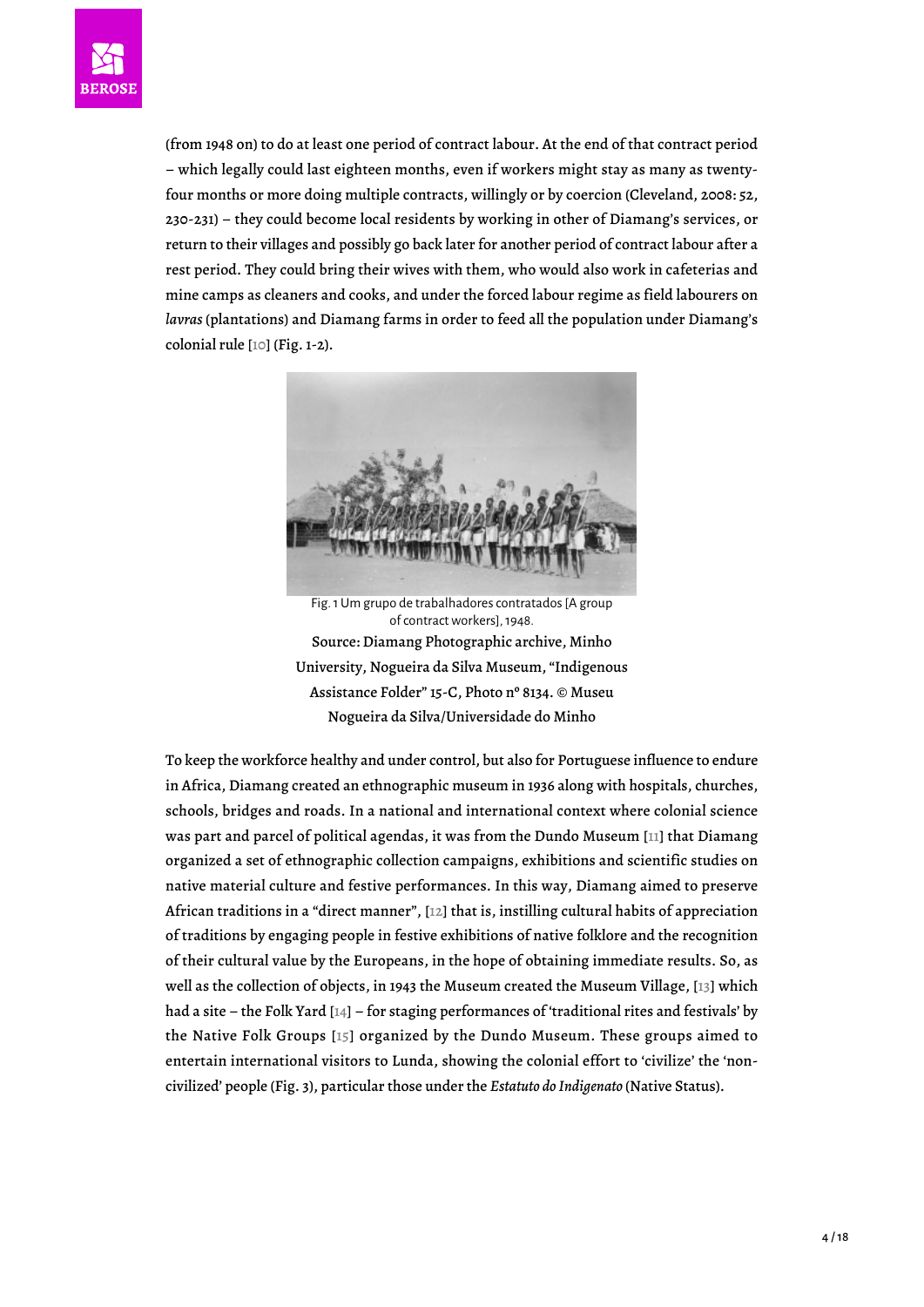(from 1948 on) to do at least one period of contract labour. At the end of that contract period – which legally could last eighteen months, even if workers might stay as many as twenty-four months or more doing multiple contracts, willingly or by coercion (Cleveland, 2008: 52, 230-231) – they could become local residents by working in other of Diamang's services, or return to their villages and possibly go back later for another period of contract labour after a rest period. They could bring their wives with them, who would also work in cafeterias and mine camps as cleaners and cooks, and under the forced labour regime as field labourers on *lavras* (plantations) and Diamang farms in order to feed all the population under Diamang's colonial rule [10] (Fig. 1-2).

Fig. 1 Um grupo de trabalhadores contratados [A group of contract workers], 1948.

Source: Diamang Photographic archive, Minho University, Nogueira da Silva Museum, "Indigenous Assistance Folder" 15-C, Photo nº 8134. © Museu Nogueira da Silva/Universidade do Minho

To keep the workforce healthy and under control, but also for Portuguese influence to endure in Africa, Diamang created an ethnographic museum in 1936 along with hospitals, churches, schools, bridges and roads. In a national and international context where colonial science was part and parcel of political agendas, it was from the Dundo Museum [11] that Diamang organized a set of ethnographic collection campaigns, exhibitions and scientific studies on native material culture and festive performances. In this way, Diamang aimed to preserve African traditions in a "direct manner", [12] that is, instilling cultural habits of appreciation of traditions by engaging people in festive exhibitions of native folklore and the recognition of their cultural value by the Europeans, in the hope of obtaining immediate results. So, as well as the collection of objects, in 1943 the Museum created the Museum Village, [13] which had a site – the Folk Yard [14] – for staging performances of 'traditional rites and festivals' by the Native Folk Groups [15] organized by the Dundo Museum. These groups aimed to entertain international visitors to Lunda, showing the colonial effort to 'civilize' the 'non-civilized' people (Fig. 3), particular those under the *Estatuto do Indigenato* (Native Status).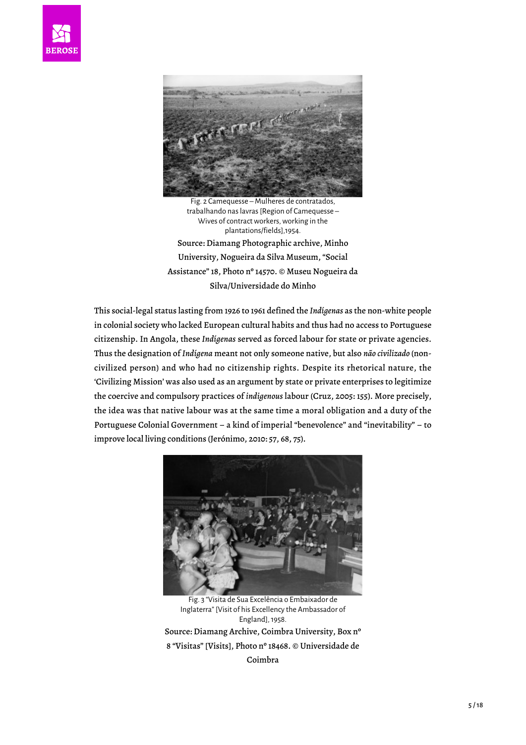Fig. 2 Camequesse – Mulheres de contratados, trabalhando nas lavras [Region of Camequesse – Wives of contract workers, working in the plantations/fields],1954.

Source: Diamang Photographic archive, Minho University, Nogueira da Silva Museum, "Social Assistance" 18, Photo nº 14570. © Museu Nogueira da Silva/Universidade do Minho

This social-legal status lasting from 1926 to 1961 defined the *Indígenas* as the non-white people in colonial society who lacked European cultural habits and thus had no access to Portuguese citizenship. In Angola, these *Indígenas* served as forced labour for state or private agencies. Thus the designation of *Indígena* meant not only someone native, but also *não civilizado* (non-civilized person) and who had no citizenship rights. Despite its rhetorical nature, the 'Civilizing Mission' was also used as an argument by state or private enterprises to legitimize the coercive and compulsory practices of *indigenous* labour (Cruz, 2005: 155). More precisely, the idea was that native labour was at the same time a moral obligation and a duty of the Portuguese Colonial Government – a kind of imperial "benevolence" and "inevitability" – to improve local living conditions (Jerónimo, 2010: 57, 68, 75).

Fig. 3 "Visita de Sua Excelência o Embaixador de Inglaterra" [Visit of his Excellency the Ambassador of England], 1958.

Source: Diamang Archive, Coimbra University, Box nº 8 "Visitas" [Visits], Photo nº 18468. © Universidade de Coimbra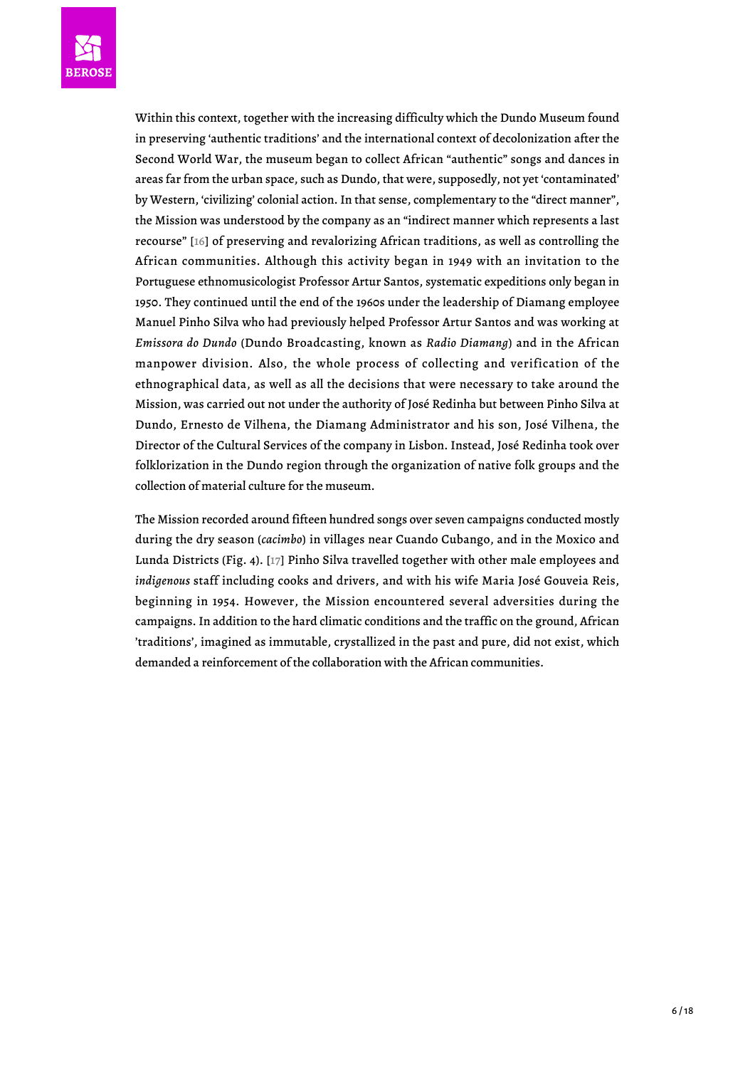Within this context, together with the increasing difficulty which the Dundo Museum found in preserving 'authentic traditions' and the international context of decolonization after the Second World War, the museum began to collect African "authentic" songs and dances in areas far from the urban space, such as Dundo, that were, supposedly, not yet 'contaminated' by Western, 'civilizing' colonial action. In that sense, complementary to the "direct manner", the Mission was understood by the company as an "indirect manner which represents a last recourse" [16] of preserving and revalorizing African traditions, as well as controlling the African communities. Although this activity began in 1949 with an invitation to the Portuguese ethnomusicologist Professor Artur Santos, systematic expeditions only began in 1950. They continued until the end of the 1960s under the leadership of Diamang employee Manuel Pinho Silva who had previously helped Professor Artur Santos and was working at *Emissora do Dundo* (Dundo Broadcasting, known as *Radio Diamang*) and in the African manpower division. Also, the whole process of collecting and verification of the ethnographical data, as well as all the decisions that were necessary to take around the Mission, was carried out not under the authority of José Redinha but between Pinho Silva at Dundo, Ernesto de Vilhena, the Diamang Administrator and his son, José Vilhena, the Director of the Cultural Services of the company in Lisbon. Instead, José Redinha took over folklorization in the Dundo region through the organization of native folk groups and the collection of material culture for the museum.

The Mission recorded around fifteen hundred songs over seven campaigns conducted mostly during the dry season (*cacimbo*) in villages near Cuando Cubango, and in the Moxico and Lunda Districts (Fig. 4). [17] Pinho Silva travelled together with other male employees and *indigenous* staff including cooks and drivers, and with his wife Maria José Gouveia Reis, beginning in 1954. However, the Mission encountered several adversities during the campaigns. In addition to the hard climatic conditions and the traffic on the ground, African 'traditions', imagined as immutable, crystallized in the past and pure, did not exist, which demanded a reinforcement of the collaboration with the African communities.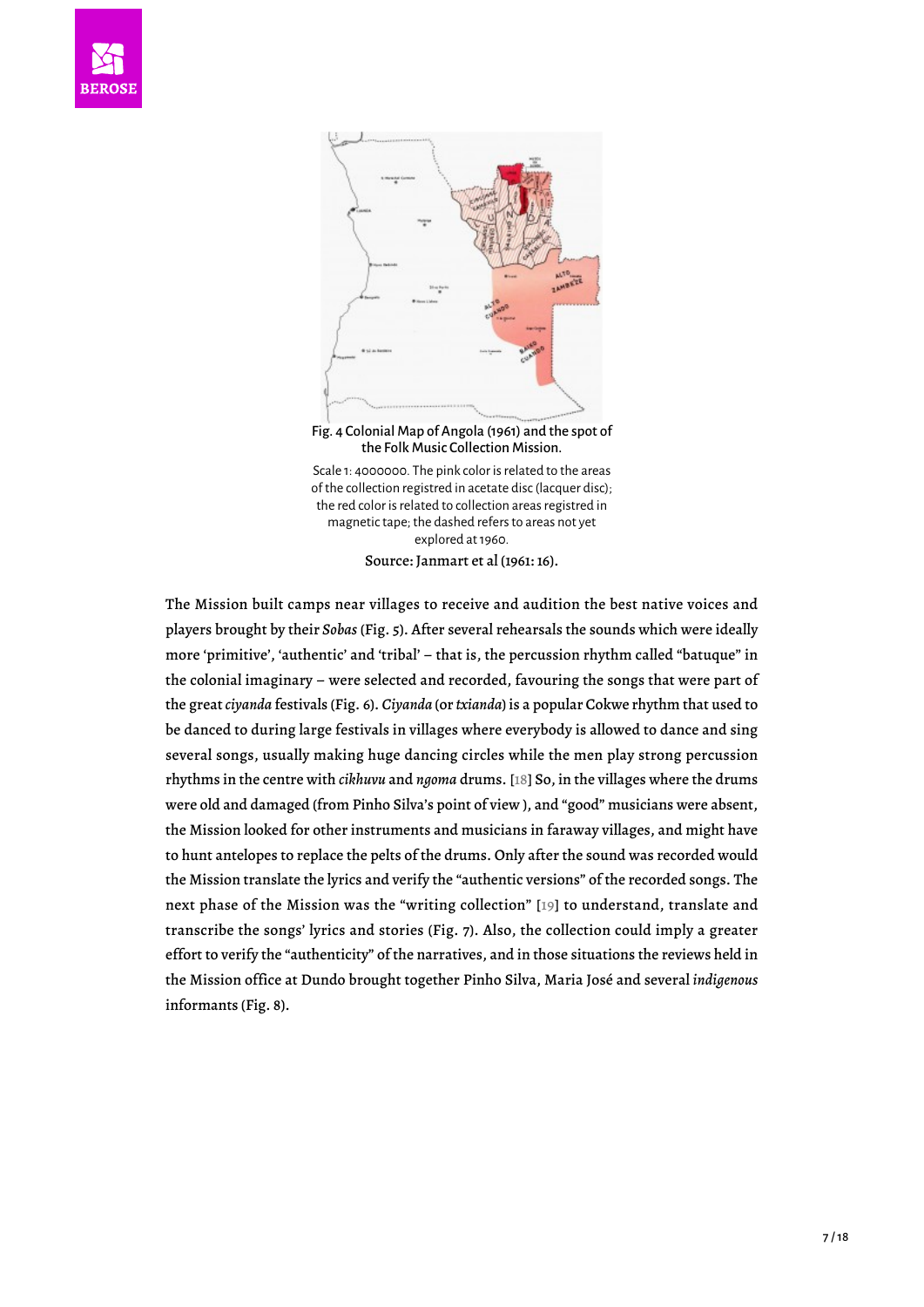Fig. 4 Colonial Map of Angola (1961) and the spot of the Folk Music Collection Mission.

Scale 1: 4000000. The pink color is related to the areas of the collection registred in acetate disc (lacquer disc); the red color is related to collection areas registred in magnetic tape; the dashed refers to areas not yet explored at 1960.

Source: Janmart et al (1961: 16).

The Mission built camps near villages to receive and audition the best native voices and players brought by their *Sobas* (Fig. 5). After several rehearsals the sounds which were ideally more 'primitive', 'authentic' and 'tribal' – that is, the percussion rhythm called "batuque" in the colonial imaginary – were selected and recorded, favouring the songs that were part of the great *ciyanda* festivals (Fig. 6). *Ciyanda* (or *txianda*) is a popular Cokwe rhythm that used to be danced to during large festivals in villages where everybody is allowed to dance and sing several songs, usually making huge dancing circles while the men play strong percussion rhythms in the centre with *cikhuvu* and *ngoma* drums. [18] So, in the villages where the drums were old and damaged (from Pinho Silva's point of view ), and "good" musicians were absent, the Mission looked for other instruments and musicians in faraway villages, and might have to hunt antelopes to replace the pelts of the drums. Only after the sound was recorded would the Mission translate the lyrics and verify the "authentic versions" of the recorded songs. The next phase of the Mission was the "writing collection" [19] to understand, translate and transcribe the songs' lyrics and stories (Fig. 7). Also, the collection could imply a greater effort to verify the "authenticity" of the narratives, and in those situations the reviews held in the Mission office at Dundo brought together Pinho Silva, Maria José and several *indigenous* informants (Fig. 8).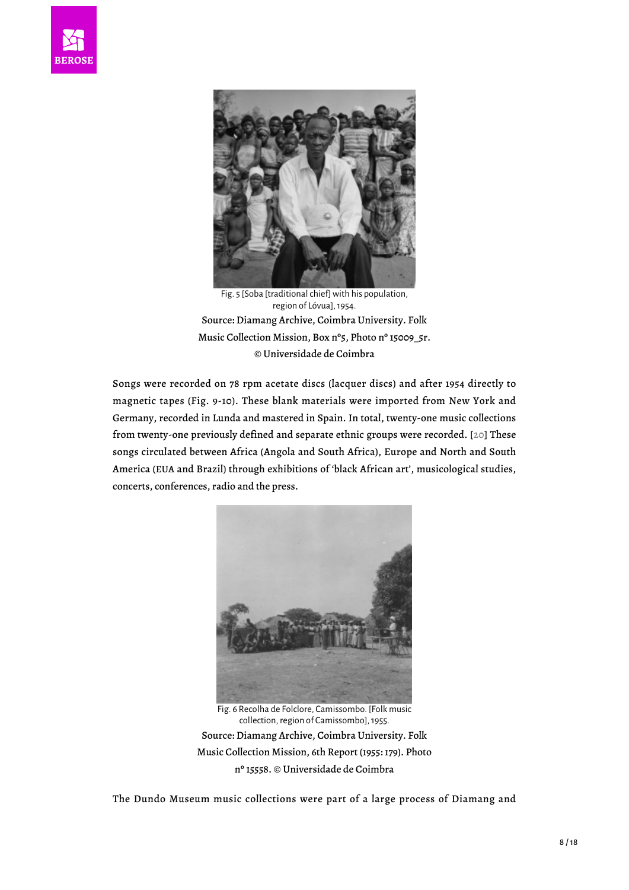Fig. 5 [Soba [traditional chief] with his population, region of Lóvua], 1954.

Source: Diamang Archive, Coimbra University. Folk Music Collection Mission, Box nº5, Photo nº 15009_5r. © Universidade de Coimbra

Songs were recorded on 78 rpm acetate discs (lacquer discs) and after 1954 directly to magnetic tapes (Fig. 9-10). These blank materials were imported from New York and Germany, recorded in Lunda and mastered in Spain. In total, twenty-one music collections from twenty-one previously defined and separate ethnic groups were recorded. [20] These songs circulated between Africa (Angola and South Africa), Europe and North and South America (EUA and Brazil) through exhibitions of 'black African art', musicological studies, concerts, conferences, radio and the press.

Fig. 6 Recolha de Folclore, Camissombo. [Folk music collection, region of Camissombo], 1955.

Source: Diamang Archive, Coimbra University. Folk Music Collection Mission, 6th Report (1955: 179). Photo nº 15558. © Universidade de Coimbra

The Dundo Museum music collections were part of a large process of Diamang and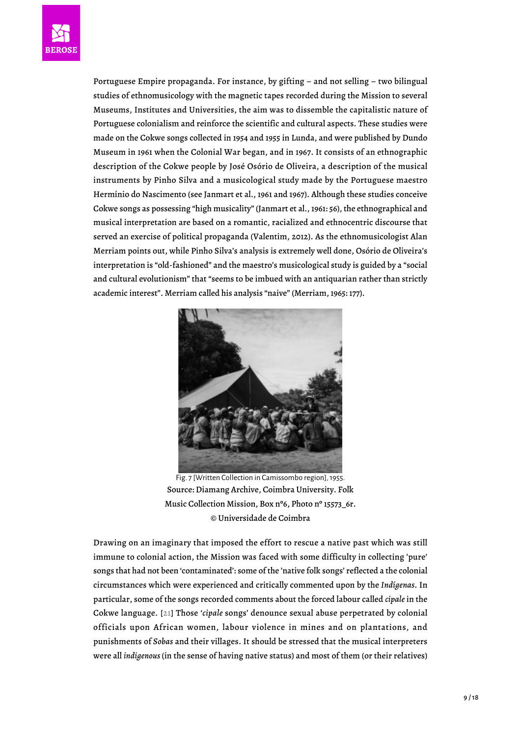Portuguese Empire propaganda. For instance, by gifting – and not selling – two bilingual studies of ethnomusicology with the magnetic tapes recorded during the Mission to several Museums, Institutes and Universities, the aim was to dissemble the capitalistic nature of Portuguese colonialism and reinforce the scientific and cultural aspects. These studies were made on the Cokwe songs collected in 1954 and 1955 in Lunda, and were published by Dundo Museum in 1961 when the Colonial War began, and in 1967. It consists of an ethnographic description of the Cokwe people by José Osório de Oliveira, a description of the musical instruments by Pinho Silva and a musicological study made by the Portuguese maestro Hermínio do Nascimento (see Janmart et al., 1961 and 1967). Although these studies conceive Cokwe songs as possessing "high musicality" (Janmart et al., 1961: 56), the ethnographical and musical interpretation are based on a romantic, racialized and ethnocentric discourse that served an exercise of political propaganda (Valentim, 2012). As the ethnomusicologist Alan Merriam points out, while Pinho Silva's analysis is extremely well done, Osório de Oliveira's interpretation is "old-fashioned" and the maestro's musicological study is guided by a "social and cultural evolutionism" that "seems to be imbued with an antiquarian rather than strictly academic interest". Merriam called his analysis "naive" (Merriam, 1965: 177).

Fig. 7 [Written Collection in Camissombo region], 1955.
Source: Diamang Archive, Coimbra University. Folk Music Collection Mission, Box nº6, Photo nº 15573_6r.
© Universidade de Coimbra

Drawing on an imaginary that imposed the effort to rescue a native past which was still immune to colonial action, the Mission was faced with some difficulty in collecting 'pure' songs that had not been 'contaminated': some of the 'native folk songs' reflected a the colonial circumstances which were experienced and critically commented upon by the *Indígenas*. In particular, some of the songs recorded comments about the forced labour called *cipale* in the Cokwe language. [21] Those '*cipale* songs' denounce sexual abuse perpetrated by colonial officials upon African women, labour violence in mines and on plantations, and punishments of *Sobas* and their villages. It should be stressed that the musical interpreters were all *indigenous* (in the sense of having native status) and most of them (or their relatives)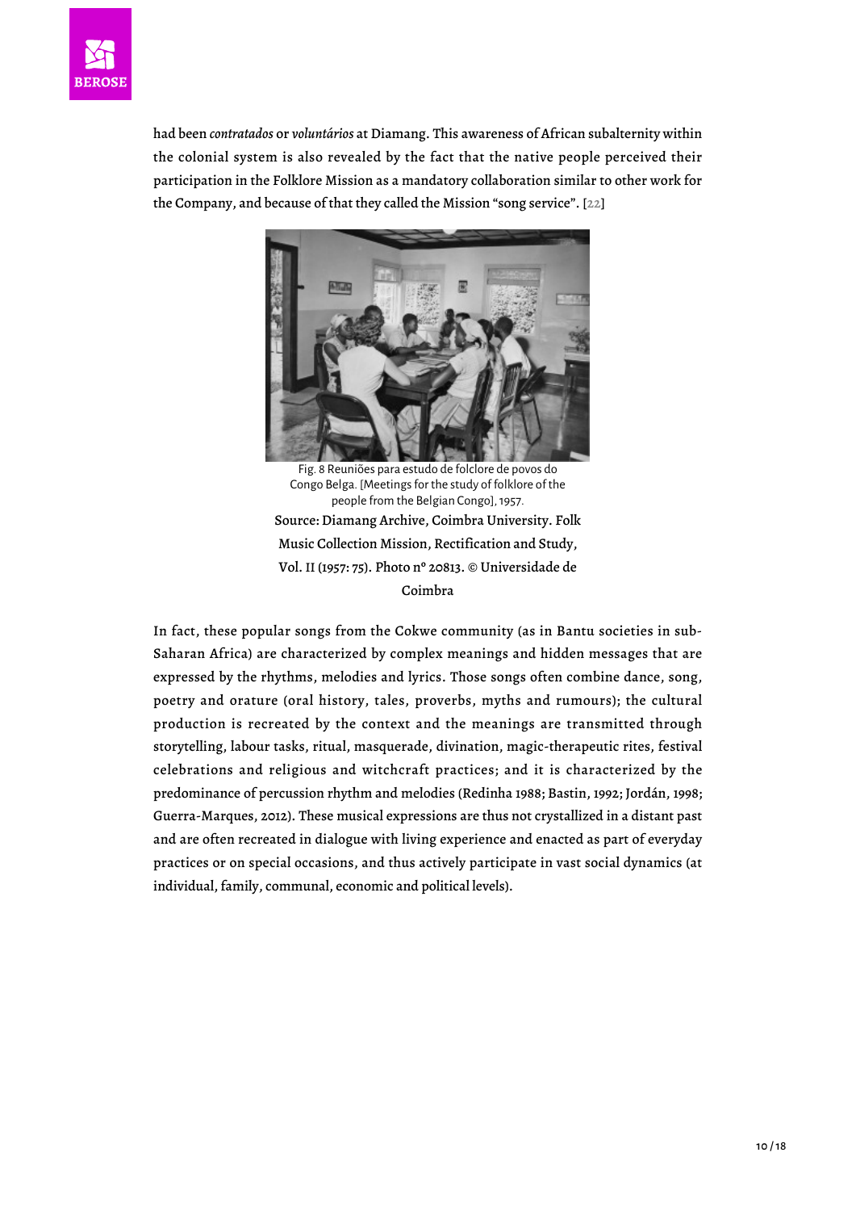had been *contratados* or *voluntários* at Diamang. This awareness of African subalternity within the colonial system is also revealed by the fact that the native people perceived their participation in the Folklore Mission as a mandatory collaboration similar to other work for the Company, and because of that they called the Mission "song service". [22]

Fig. 8 Reuniões para estudo de folclore de povos do Congo Belga. [Meetings for the study of folklore of the people from the Belgian Congo], 1957.

Source: Diamang Archive, Coimbra University. Folk Music Collection Mission, Rectification and Study, Vol. II (1957: 75). Photo nº 20813. © Universidade de Coimbra

In fact, these popular songs from the Cokwe community (as in Bantu societies in sub-Saharan Africa) are characterized by complex meanings and hidden messages that are expressed by the rhythms, melodies and lyrics. Those songs often combine dance, song, poetry and orature (oral history, tales, proverbs, myths and rumours); the cultural production is recreated by the context and the meanings are transmitted through storytelling, labour tasks, ritual, masquerade, divination, magic-therapeutic rites, festival celebrations and religious and witchcraft practices; and it is characterized by the predominance of percussion rhythm and melodies (Redinha 1988; Bastin, 1992; Jordán, 1998; Guerra-Marques, 2012). These musical expressions are thus not crystallized in a distant past and are often recreated in dialogue with living experience and enacted as part of everyday practices or on special occasions, and thus actively participate in vast social dynamics (at individual, family, communal, economic and political levels).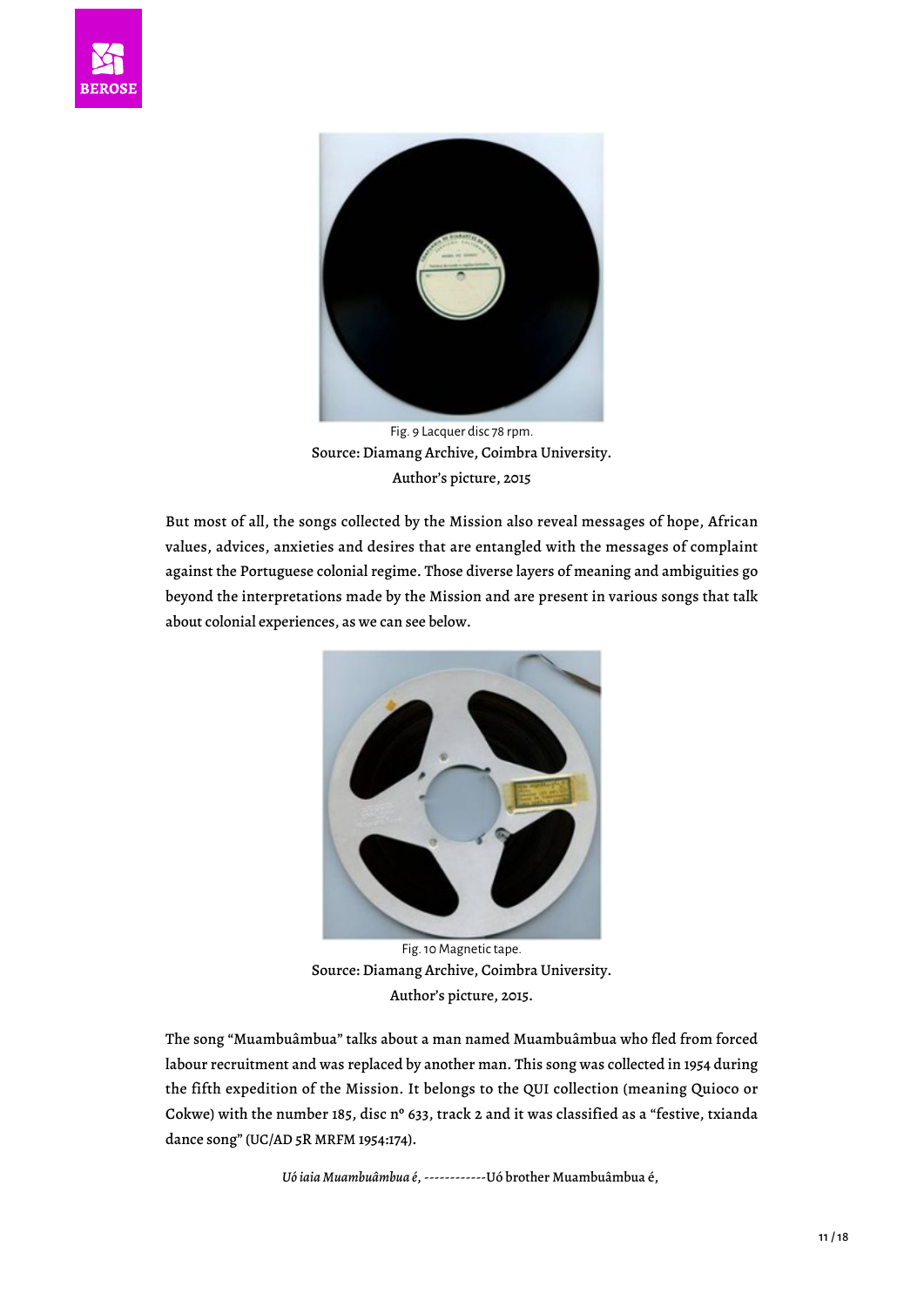Fig. 9 Lacquer disc 78 rpm.
Source: Diamang Archive, Coimbra University.
Author's picture, 2015

But most of all, the songs collected by the Mission also reveal messages of hope, African values, advices, anxieties and desires that are entangled with the messages of complaint against the Portuguese colonial regime. Those diverse layers of meaning and ambiguities go beyond the interpretations made by the Mission and are present in various songs that talk about colonial experiences, as we can see below.

Fig. 10 Magnetic tape.
Source: Diamang Archive, Coimbra University.
Author's picture, 2015.

The song "Muambuâmbua" talks about a man named Muambuâmbua who fled from forced labour recruitment and was replaced by another man. This song was collected in 1954 during the fifth expedition of the Mission. It belongs to the QUI collection (meaning Quioco or Cokwe) with the number 185, disc nº 633, track 2 and it was classified as a "festive, txianda dance song" (UC/AD 5R MRFM 1954:174).

*Uó iaia Muambuâmbua é,* ------------Uó brother Muambuâmbua é,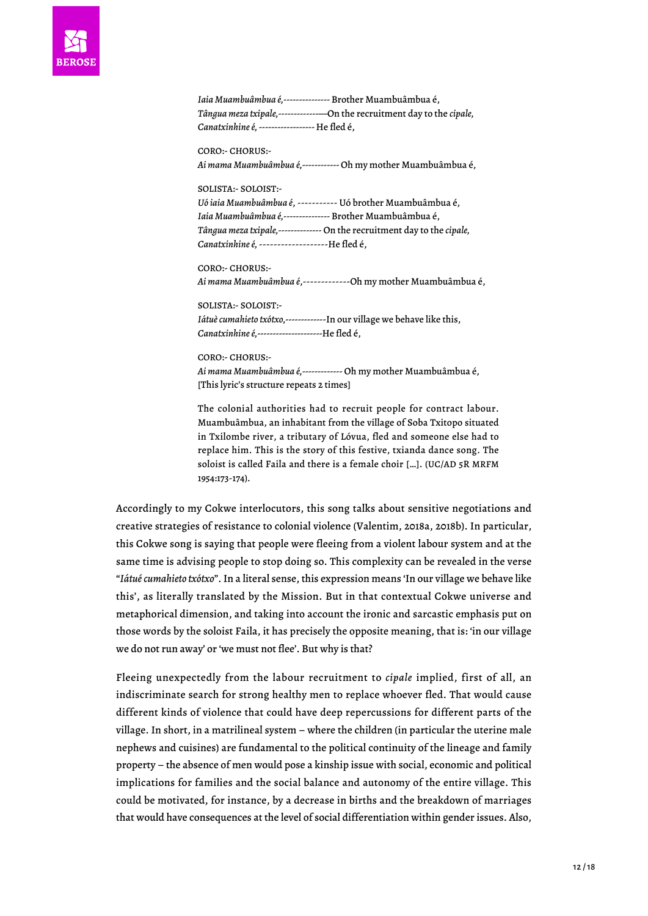*Iaia Muambuâmbua é,*--------------- Brother Muambuâmbua é,
*Tângua meza txipale,*--------------—On the recruitment day to the *cipale,*
*Canatxinhine é,* ------------------ He fled é,

CORO:- CHORUS:-
*Ai mama Muambuâmbua é,*------------ Oh my mother Muambuâmbua é,

SOLISTA:- SOLOIST:-
*Uó iaia Muambuâmbua é,* ----------- Uó brother Muambuâmbua é,
*Iaia Muambuâmbua é,*--------------- Brother Muambuâmbua é,
*Tângua meza txipale,*-------------- On the recruitment day to the *cipale,*
*Canatxinhine é,* -------------------He fled é,

CORO:- CHORUS:-
*Ai mama Muambuâmbua é,*-------------Oh my mother Muambuâmbua é,

SOLISTA:- SOLOIST:-
*Iátuè cumahieto txótxo,*-------------In our village we behave like this,
*Canatxinhine é,*---------------------He fled é,

CORO:- CHORUS:-
*Ai mama Muambuâmbua é,*------------- Oh my mother Muambuâmbua é,
[This lyric's structure repeats 2 times]

> The colonial authorities had to recruit people for contract labour. Muambuâmbua, an inhabitant from the village of Soba Txitopo situated in Txilombe river, a tributary of Lóvua, fled and someone else had to replace him. This is the story of this festive, txianda dance song. The soloist is called Faila and there is a female choir […]. (UC/AD 5R MRFM 1954:173-174).

Accordingly to my Cokwe interlocutors, this song talks about sensitive negotiations and creative strategies of resistance to colonial violence (Valentim, 2018a, 2018b). In particular, this Cokwe song is saying that people were fleeing from a violent labour system and at the same time is advising people to stop doing so. This complexity can be revealed in the verse "*Iátué cumahieto txótxo*". In a literal sense, this expression means 'In our village we behave like this', as literally translated by the Mission. But in that contextual Cokwe universe and metaphorical dimension, and taking into account the ironic and sarcastic emphasis put on those words by the soloist Faila, it has precisely the opposite meaning, that is: 'in our village we do not run away' or 'we must not flee'. But why is that?

Fleeing unexpectedly from the labour recruitment to *cipale* implied, first of all, an indiscriminate search for strong healthy men to replace whoever fled. That would cause different kinds of violence that could have deep repercussions for different parts of the village. In short, in a matrilineal system – where the children (in particular the uterine male nephews and cuisines) are fundamental to the political continuity of the lineage and family property – the absence of men would pose a kinship issue with social, economic and political implications for families and the social balance and autonomy of the entire village. This could be motivated, for instance, by a decrease in births and the breakdown of marriages that would have consequences at the level of social differentiation within gender issues. Also,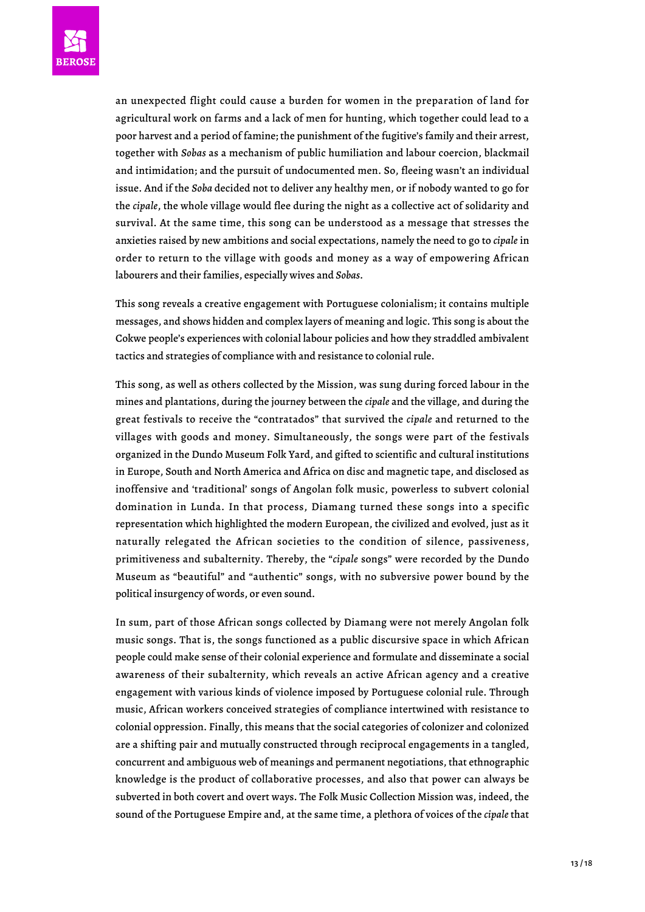an unexpected flight could cause a burden for women in the preparation of land for agricultural work on farms and a lack of men for hunting, which together could lead to a poor harvest and a period of famine; the punishment of the fugitive's family and their arrest, together with *Sobas* as a mechanism of public humiliation and labour coercion, blackmail and intimidation; and the pursuit of undocumented men. So, fleeing wasn't an individual issue. And if the *Soba* decided not to deliver any healthy men, or if nobody wanted to go for the *cipale*, the whole village would flee during the night as a collective act of solidarity and survival. At the same time, this song can be understood as a message that stresses the anxieties raised by new ambitions and social expectations, namely the need to go to *cipale* in order to return to the village with goods and money as a way of empowering African labourers and their families, especially wives and *Sobas*.

This song reveals a creative engagement with Portuguese colonialism; it contains multiple messages, and shows hidden and complex layers of meaning and logic. This song is about the Cokwe people's experiences with colonial labour policies and how they straddled ambivalent tactics and strategies of compliance with and resistance to colonial rule.

This song, as well as others collected by the Mission, was sung during forced labour in the mines and plantations, during the journey between the *cipale* and the village, and during the great festivals to receive the "contratados" that survived the *cipale* and returned to the villages with goods and money. Simultaneously, the songs were part of the festivals organized in the Dundo Museum Folk Yard, and gifted to scientific and cultural institutions in Europe, South and North America and Africa on disc and magnetic tape, and disclosed as inoffensive and 'traditional' songs of Angolan folk music, powerless to subvert colonial domination in Lunda. In that process, Diamang turned these songs into a specific representation which highlighted the modern European, the civilized and evolved, just as it naturally relegated the African societies to the condition of silence, passiveness, primitiveness and subalternity. Thereby, the "*cipale* songs" were recorded by the Dundo Museum as "beautiful" and "authentic" songs, with no subversive power bound by the political insurgency of words, or even sound.

In sum, part of those African songs collected by Diamang were not merely Angolan folk music songs. That is, the songs functioned as a public discursive space in which African people could make sense of their colonial experience and formulate and disseminate a social awareness of their subalternity, which reveals an active African agency and a creative engagement with various kinds of violence imposed by Portuguese colonial rule. Through music, African workers conceived strategies of compliance intertwined with resistance to colonial oppression. Finally, this means that the social categories of colonizer and colonized are a shifting pair and mutually constructed through reciprocal engagements in a tangled, concurrent and ambiguous web of meanings and permanent negotiations, that ethnographic knowledge is the product of collaborative processes, and also that power can always be subverted in both covert and overt ways. The Folk Music Collection Mission was, indeed, the sound of the Portuguese Empire and, at the same time, a plethora of voices of the *cipale* that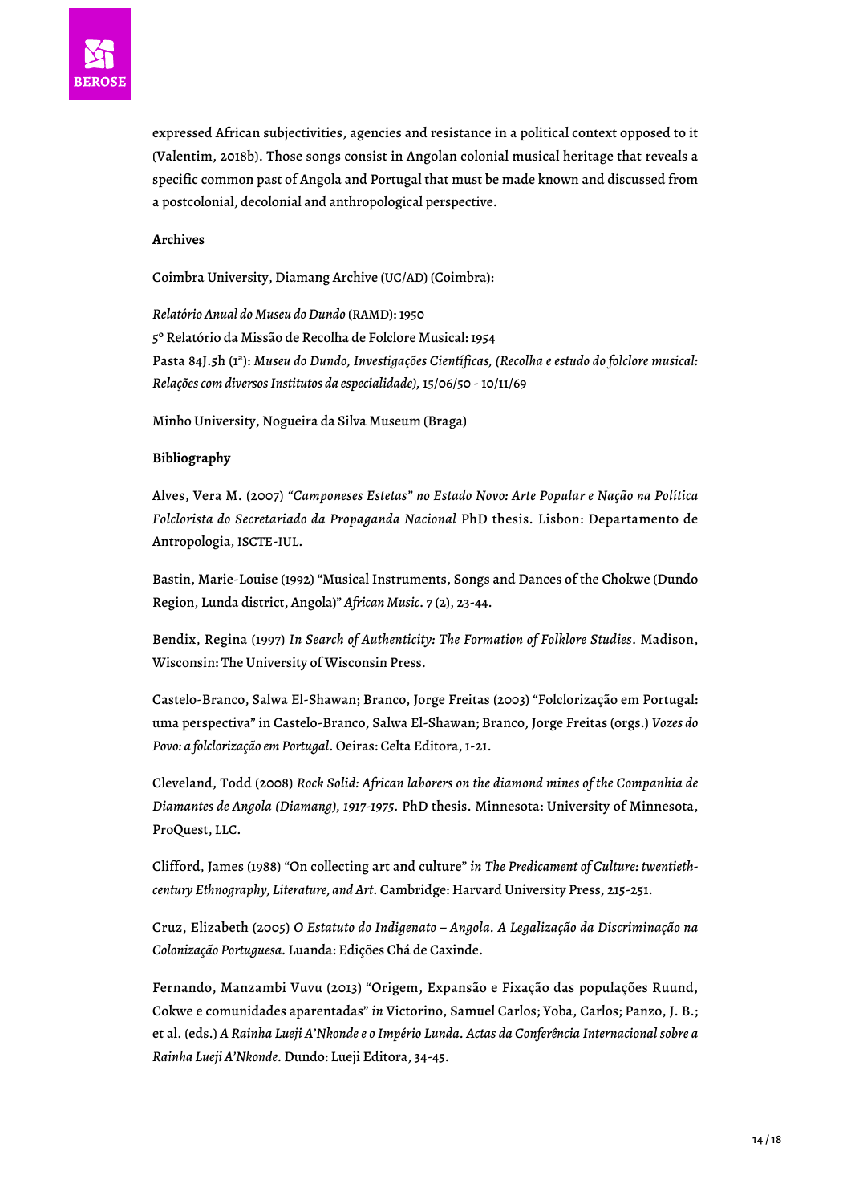expressed African subjectivities, agencies and resistance in a political context opposed to it (Valentim, 2018b). Those songs consist in Angolan colonial musical heritage that reveals a specific common past of Angola and Portugal that must be made known and discussed from a postcolonial, decolonial and anthropological perspective.

**Archives**

Coimbra University, Diamang Archive (UC/AD) (Coimbra):

*Relatório Anual do Museu do Dundo* (RAMD): 1950
5º Relatório da Missão de Recolha de Folclore Musical: 1954
Pasta 84J.5h (1ª): *Museu do Dundo, Investigações Científicas, (Recolha e estudo do folclore musical: Relações com diversos Institutos da especialidade),* 15/06/50 - 10/11/69

Minho University, Nogueira da Silva Museum (Braga)

**Bibliography**

Alves, Vera M. (2007) *"Camponeses Estetas" no Estado Novo: Arte Popular e Nação na Política Folclorista do Secretariado da Propaganda Nacional* PhD thesis. Lisbon: Departamento de Antropologia, ISCTE-IUL.

Bastin, Marie-Louise (1992) "Musical Instruments, Songs and Dances of the Chokwe (Dundo Region, Lunda district, Angola)" *African Music*. 7 (2), 23-44.

Bendix, Regina (1997) *In Search of Authenticity: The Formation of Folklore Studies*. Madison, Wisconsin: The University of Wisconsin Press.

Castelo-Branco, Salwa El-Shawan; Branco, Jorge Freitas (2003) "Folclorização em Portugal: uma perspectiva" in Castelo-Branco, Salwa El-Shawan; Branco, Jorge Freitas (orgs.) *Vozes do Povo: a folclorização em Portugal*. Oeiras: Celta Editora, 1-21.

Cleveland, Todd (2008) *Rock Solid: African laborers on the diamond mines of the Companhia de Diamantes de Angola (Diamang), 1917-1975*. PhD thesis. Minnesota: University of Minnesota, ProQuest, LLC.

Clifford, James (1988) "On collecting art and culture" *in The Predicament of Culture: twentieth-century Ethnography, Literature, and Art*. Cambridge: Harvard University Press, 215-251.

Cruz, Elizabeth (2005) *O Estatuto do Indigenato – Angola. A Legalização da Discriminação na Colonização Portuguesa*. Luanda: Edições Chá de Caxinde.

Fernando, Manzambi Vuvu (2013) "Origem, Expansão e Fixação das populações Ruund, Cokwe e comunidades aparentadas" *in* Victorino, Samuel Carlos; Yoba, Carlos; Panzo, J. B.; et al. (eds.) *A Rainha Lueji A'Nkonde e o Império Lunda. Actas da Conferência Internacional sobre a Rainha Lueji A'Nkonde*. Dundo: Lueji Editora, 34-45.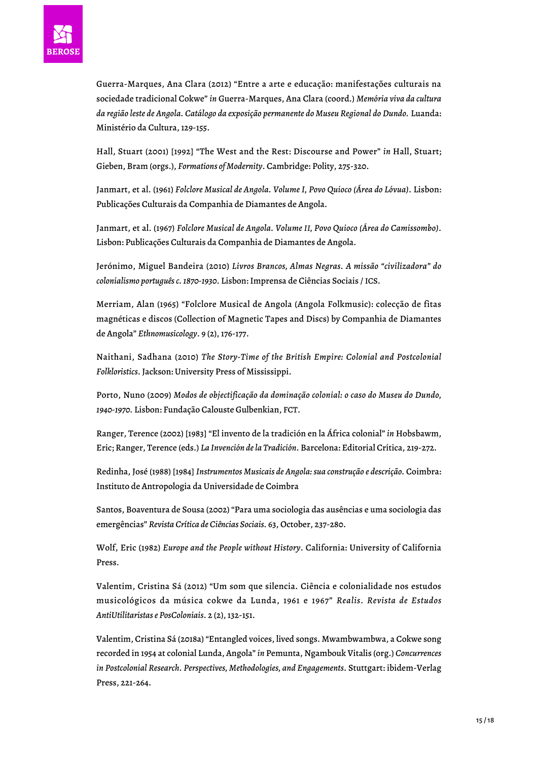Guerra-Marques, Ana Clara (2012) "Entre a arte e educação: manifestações culturais na sociedade tradicional Cokwe" *in* Guerra-Marques, Ana Clara (coord.) *Memória viva da cultura da região leste de Angola. Catálogo da exposição permanente do Museu Regional do Dundo.* Luanda: Ministério da Cultura, 129-155.

Hall, Stuart (2001) [1992] "The West and the Rest: Discourse and Power" *in* Hall, Stuart; Gieben, Bram (orgs.), *Formations of Modernity*. Cambridge: Polity, 275-320.

Janmart, et al. (1961) *Folclore Musical de Angola. Volume I, Povo Quioco (Área do Lóvua)*. Lisbon: Publicações Culturais da Companhia de Diamantes de Angola.

Janmart, et al. (1967) *Folclore Musical de Angola. Volume II, Povo Quioco (Área do Camissombo)*. Lisbon: Publicações Culturais da Companhia de Diamantes de Angola.

Jerónimo, Miguel Bandeira (2010) *Livros Brancos, Almas Negras. A missão "civilizadora" do colonialismo português c. 1870-1930*. Lisbon: Imprensa de Ciências Sociais / ICS.

Merriam, Alan (1965) "Folclore Musical de Angola (Angola Folkmusic): colecção de fitas magnéticas e discos (Collection of Magnetic Tapes and Discs) by Companhia de Diamantes de Angola" *Ethnomusicology*. 9 (2), 176-177.

Naithani, Sadhana (2010) *The Story-Time of the British Empire: Colonial and Postcolonial Folkloristics*. Jackson: University Press of Mississippi.

Porto, Nuno (2009) *Modos de objectificação da dominação colonial: o caso do Museu do Dundo, 1940-1970.* Lisbon: Fundação Calouste Gulbenkian, FCT.

Ranger, Terence (2002) [1983] "El invento de la tradición en la África colonial" *in* Hobsbawm, Eric; Ranger, Terence (eds.) *La Invención de la Tradición.* Barcelona: Editorial Crítica, 219-272.

Redinha, José (1988) [1984] *Instrumentos Musicais de Angola: sua construção e descrição.* Coimbra: Instituto de Antropologia da Universidade de Coimbra

Santos, Boaventura de Sousa (2002) "Para uma sociologia das ausências e uma sociologia das emergências" *Revista Crítica de Ciências Sociais.* 63, October, 237-280.

Wolf, Eric (1982) *Europe and the People without History*. California: University of California Press.

Valentim, Cristina Sá (2012) "Um som que silencia. Ciência e colonialidade nos estudos musicológicos da música cokwe da Lunda, 1961 e 1967" *Realis. Revista de Estudos AntiUtilitaristas e PosColoniais*. 2 (2), 132-151.

Valentim, Cristina Sá (2018a) "Entangled voices, lived songs. Mwambwambwa, a Cokwe song recorded in 1954 at colonial Lunda, Angola" *in* Pemunta, Ngambouk Vitalis (org.) *Concurrences in Postcolonial Research. Perspectives, Methodologies, and Engagements*. Stuttgart: ibidem-Verlag Press, 221-264.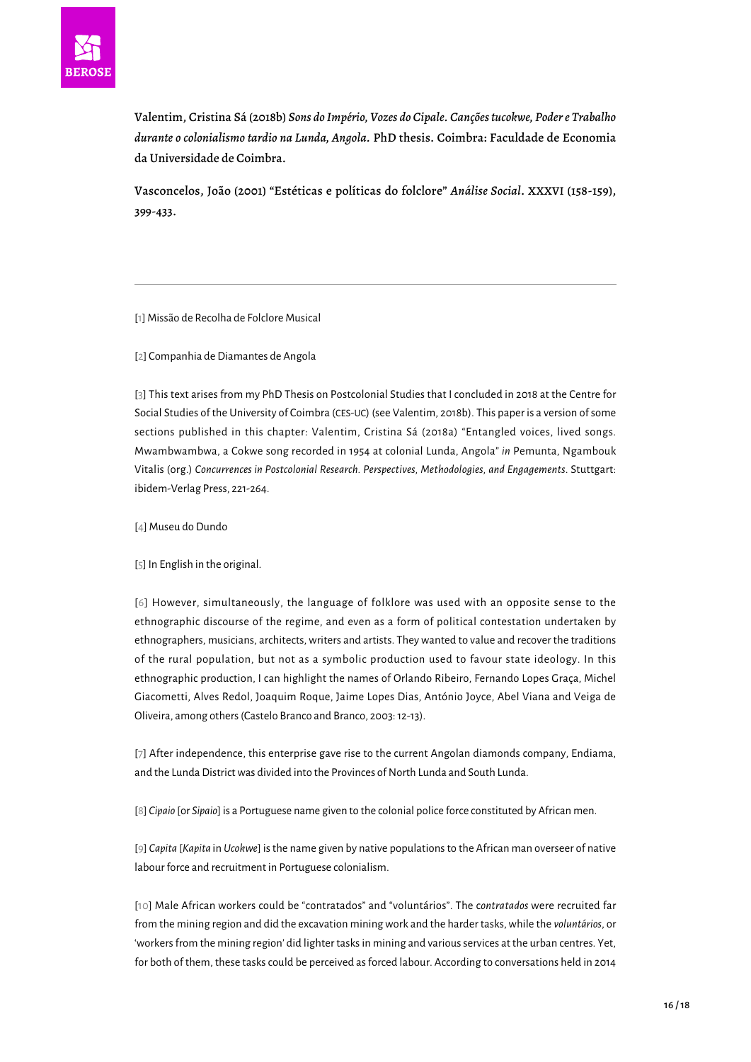Valentim, Cristina Sá (2018b) *Sons do Império, Vozes do Cipale. Canções tucokwe, Poder e Trabalho durante o colonialismo tardio na Lunda, Angola.* PhD thesis. Coimbra: Faculdade de Economia da Universidade de Coimbra.

Vasconcelos, João (2001) "Estéticas e políticas do folclore" *Análise Social*. XXXVI (158-159), 399-433.

---

[1] Missão de Recolha de Folclore Musical

[2] Companhia de Diamantes de Angola

[3] This text arises from my PhD Thesis on Postcolonial Studies that I concluded in 2018 at the Centre for Social Studies of the University of Coimbra (CES-UC) (see Valentim, 2018b). This paper is a version of some sections published in this chapter: Valentim, Cristina Sá (2018a) "Entangled voices, lived songs. Mwambwambwa, a Cokwe song recorded in 1954 at colonial Lunda, Angola" *in* Pemunta, Ngambouk Vitalis (org.) *Concurrences in Postcolonial Research. Perspectives, Methodologies, and Engagements*. Stuttgart: ibidem-Verlag Press, 221-264.

[4] Museu do Dundo

[5] In English in the original.

[6] However, simultaneously, the language of folklore was used with an opposite sense to the ethnographic discourse of the regime, and even as a form of political contestation undertaken by ethnographers, musicians, architects, writers and artists. They wanted to value and recover the traditions of the rural population, but not as a symbolic production used to favour state ideology. In this ethnographic production, I can highlight the names of Orlando Ribeiro, Fernando Lopes Graça, Michel Giacometti, Alves Redol, Joaquim Roque, Jaime Lopes Dias, António Joyce, Abel Viana and Veiga de Oliveira, among others (Castelo Branco and Branco, 2003: 12-13).

[7] After independence, this enterprise gave rise to the current Angolan diamonds company, Endiama, and the Lunda District was divided into the Provinces of North Lunda and South Lunda.

[8] *Cipaio* [or *Sipaio*] is a Portuguese name given to the colonial police force constituted by African men.

[9] *Capita* [*Kapita* in *Ucokwe*] is the name given by native populations to the African man overseer of native labour force and recruitment in Portuguese colonialism.

[10] Male African workers could be "contratados" and "voluntários". The *contratados* were recruited far from the mining region and did the excavation mining work and the harder tasks, while the *voluntários*, or 'workers from the mining region' did lighter tasks in mining and various services at the urban centres. Yet, for both of them, these tasks could be perceived as forced labour. According to conversations held in 2014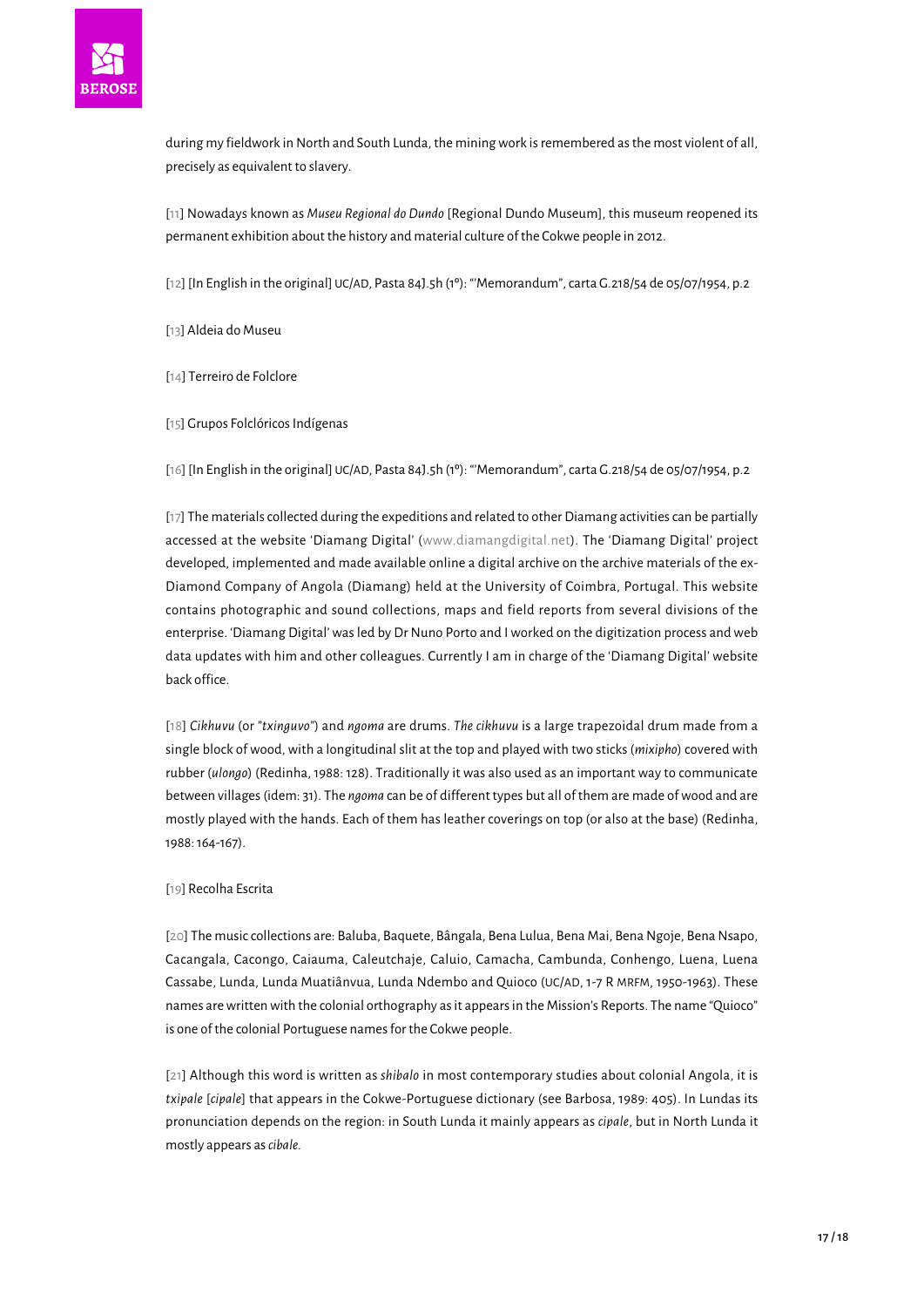during my fieldwork in North and South Lunda, the mining work is remembered as the most violent of all, precisely as equivalent to slavery.

[11] Nowadays known as *Museu Regional do Dundo* [Regional Dundo Museum], this museum reopened its permanent exhibition about the history and material culture of the Cokwe people in 2012.

[12] [In English in the original] UC/AD, Pasta 84J.5h (1º): "'Memorandum", carta G.218/54 de 05/07/1954, p.2

[13] Aldeia do Museu

[14] Terreiro de Folclore

[15] Grupos Folclóricos Indígenas

[16] [In English in the original] UC/AD, Pasta 84J.5h (1º): "'Memorandum", carta G.218/54 de 05/07/1954, p.2

[17] The materials collected during the expeditions and related to other Diamang activities can be partially accessed at the website 'Diamang Digital' (www.diamangdigital.net). The 'Diamang Digital' project developed, implemented and made available online a digital archive on the archive materials of the ex-Diamond Company of Angola (Diamang) held at the University of Coimbra, Portugal. This website contains photographic and sound collections, maps and field reports from several divisions of the enterprise. 'Diamang Digital' was led by Dr Nuno Porto and I worked on the digitization process and web data updates with him and other colleagues. Currently I am in charge of the 'Diamang Digital' website back office.

[18] *Cikhuvu* (or "*txinguvo*") and *ngoma* are drums. *The cikhuvu* is a large trapezoidal drum made from a single block of wood, with a longitudinal slit at the top and played with two sticks (*mixipho*) covered with rubber (*ulongo*) (Redinha, 1988: 128). Traditionally it was also used as an important way to communicate between villages (idem: 31). The *ngoma* can be of different types but all of them are made of wood and are mostly played with the hands. Each of them has leather coverings on top (or also at the base) (Redinha, 1988: 164-167).

[19] Recolha Escrita

[20] The music collections are: Baluba, Baquete, Bângala, Bena Lulua, Bena Mai, Bena Ngoje, Bena Nsapo, Cacangala, Cacongo, Caiauma, Caleutchaje, Caluio, Camacha, Cambunda, Conhengo, Luena, Luena Cassabe, Lunda, Lunda Muatiânvua, Lunda Ndembo and Quioco (UC/AD, 1-7 R MRFM, 1950-1963). These names are written with the colonial orthography as it appears in the Mission's Reports. The name "Quioco" is one of the colonial Portuguese names for the Cokwe people.

[21] Although this word is written as *shibalo* in most contemporary studies about colonial Angola, it is *txipale* [*cipale*] that appears in the Cokwe-Portuguese dictionary (see Barbosa, 1989: 405). In Lundas its pronunciation depends on the region: in South Lunda it mainly appears as *cipale*, but in North Lunda it mostly appears as *cibale.*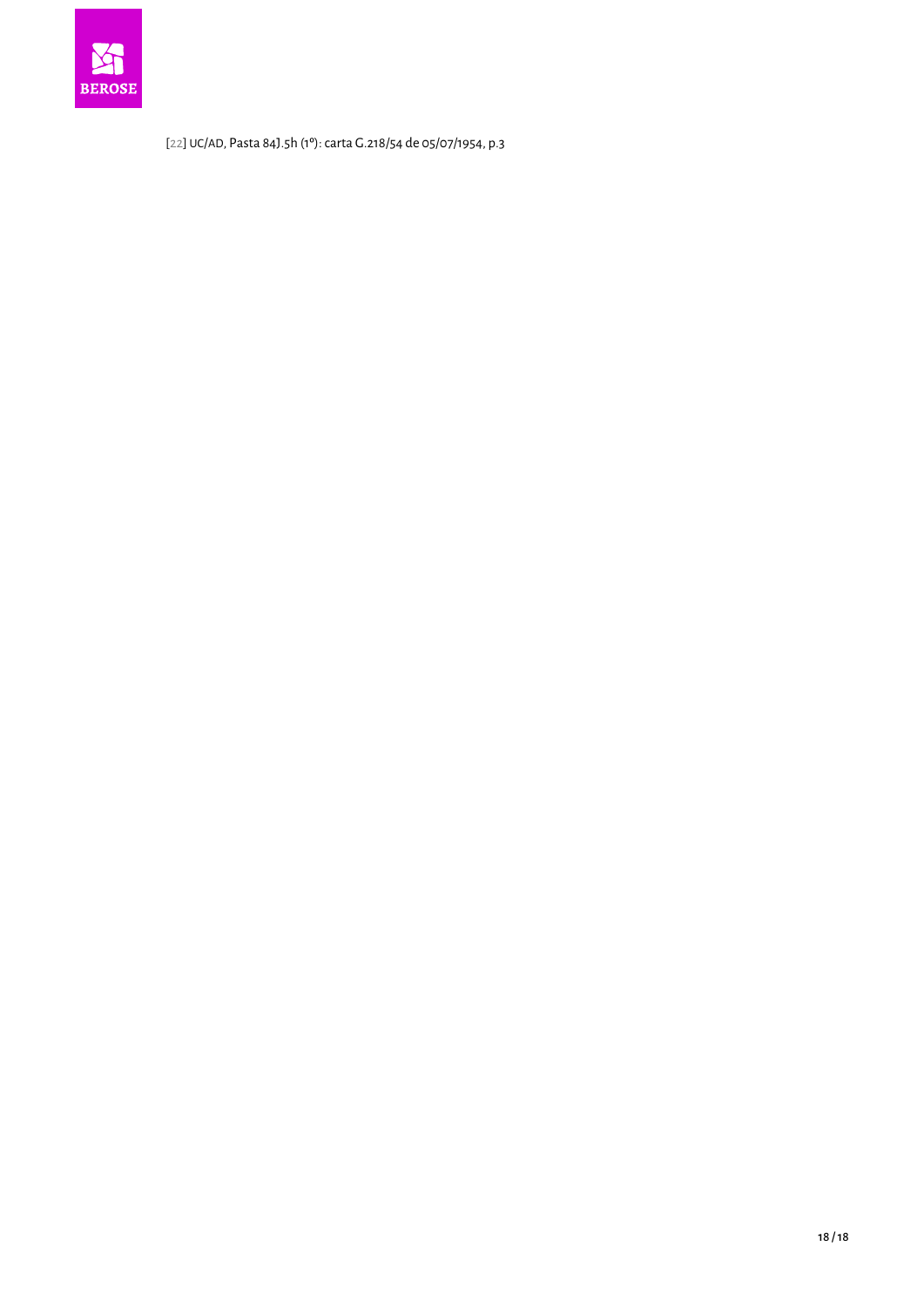[22] UC/AD, Pasta 84J.5h (1º): carta G.218/54 de 05/07/1954, p.3